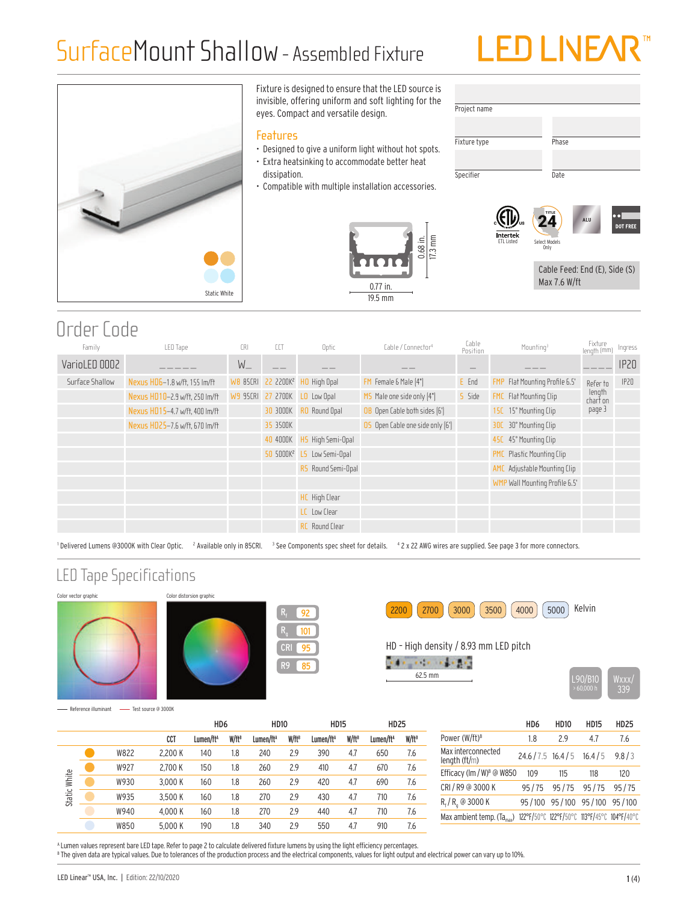# SurfaceMount Shallow - Assembled Fixture

LED LINEAR™

Static White

Fixture is designed to ensure that the LED source is invisible, offering uniform and soft lighting for the eyes. Compact and versatile design.

## Features

- Designed to give a uniform light without hot spots.
- Extra heatsinking to accommodate better heat dissipation.
- Compatible with multiple installation accessories.

0.68 in. 17.3 mm

0.77 in. 19.5 mm

| Project name | |
|---|---|
| Fixture type | Phase |
| Specifier | Date |

Intertek ETL Listed | TITLE 24 Select Models Only | ALU | DOT FREE

Cable Feed: End (E), Side (S)
Max 7.6 W/ft

## Order Code

| Family | LED Tape | CRI | CCT | Optic | Cable / Connector[4] | Cable Position | Mounting[3] | Fixture length (mm) | Ingress |
|---|---|---|---|---|---|---|---|---|---|
| VarioLED 0002 | _ _ _ _ _ | W_ | _ _ | _ _ | _ _ | _ | _ _ _ | _ _ _ _ | IP20 |
| Surface Shallow | Nexus HD6–1.8 w/ft, 155 lm/ft | W8 85CRI | 22 2200K[2] | HO High Opal | FM Female & Male (4") | E End | FMP Flat Mounting Profile 6.5' | Refer to length chart on page 3 | IP20 |
| | Nexus HD10–2.9 w/ft, 250 lm/ft | W9 95CRI | 27 2700K | LO Low Opal | MS Male one side only (4") | S Side | FMC Flat Mounting Clip | | |
| | Nexus HD15–4.7 w/ft, 400 lm/ft | | 30 3000K | RO Round Opal | OB Open Cable both sides (6') | | 15C 15° Mounting Clip | | |
| | Nexus HD25–7.6 w/ft, 670 lm/ft | | 35 3500K | | OS Open Cable one side only (6') | | 30C 30° Mounting Clip | | |
| | | | 40 4000K | HS High Semi-Opal | | | 45C 45° Mounting Clip | | |
| | | | 50 5000K[2] | LS Low Semi-Opal | | | PMC Plastic Mounting Clip | | |
| | | | | RS Round Semi-Opal | | | AMC Adjustable Mounting Clip | | |
| | | | | | | | WMP Wall Mounting Profile 6.5' | | |
| | | | | HC High Clear | | | | | |
| | | | | LC Low Clear | | | | | |
| | | | | RC Round Clear | | | | | |

[1] Delivered Lumens @3000K with Clear Optic. [2] Available only in 85CRI. [3] See Components spec sheet for details. [4] 2 x 22 AWG wires are supplied. See page 3 for more connectors.

## LED Tape Specifications

Color vector graphic | Color distorsion graphic

$R_f$ 92 | $R_g$ 101 | CRI 95 | R9 85

— Reference illuminant — Test source @ 3000K

2200 | 2700 | 3000 | 3500 | 4000 | 5000 Kelvin

HD - High density / 8.93 mm LED pitch

62.5 mm

L90/B10 > 60,000 h | Wxxx/339

| | | HD6 | | HD10 | | HD15 | | HD25 | |
|---|---|---|---|---|---|---|---|---|---|
| | CCT | Lumen/ft[A] | W/ft[B] | Lumen/ft[A] | W/ft[B] | Lumen/ft[A] | W/ft[B] | Lumen/ft[A] | W/ft[B] |
| Static White W822 | 2,200 K | 140 | 1.8 | 240 | 2.9 | 390 | 4.7 | 650 | 7.6 |
| Static White W927 | 2,700 K | 150 | 1.8 | 260 | 2.9 | 410 | 4.7 | 670 | 7.6 |
| Static White W930 | 3,000 K | 160 | 1.8 | 260 | 2.9 | 420 | 4.7 | 690 | 7.6 |
| Static White W935 | 3,500 K | 160 | 1.8 | 270 | 2.9 | 430 | 4.7 | 710 | 7.6 |
| Static White W940 | 4,000 K | 160 | 1.8 | 270 | 2.9 | 440 | 4.7 | 710 | 7.6 |
| Static White W850 | 5,000 K | 190 | 1.8 | 340 | 2.9 | 550 | 4.7 | 910 | 7.6 |

| | HD6 | HD10 | HD15 | HD25 |
|---|---|---|---|---|
| Power (W/ft)[B] | 1.8 | 2.9 | 4.7 | 7.6 |
| Max interconnected length (ft/m) | 24.6 / 7.5 | 16.4 / 5 | 16.4 / 5 | 9.8 / 3 |
| Efficacy (lm / W)[B] @ W850 | 109 | 115 | 118 | 120 |
| CRI / R9 @ 3000 K | 95 / 75 | 95 / 75 | 95 / 75 | 95 / 75 |
| $R_f$ / $R_g$ @ 3000 K | 95 / 100 | 95 / 100 | 95 / 100 | 95 / 100 |
| Max ambient temp. ($Ta_{max}$) | 122°F/50°C | 122°F/50°C | 113°F/45°C | 104°F/40°C |

[A] Lumen values represent bare LED tape. Refer to page 2 to calculate delivered fixture lumens by using the light efficiency percentages.
[B] The given data are typical values. Due to tolerances of the production process and the electrical components, values for light output and electrical power can vary up to 10%.

LED Linear™ USA, Inc. | Edition: 22/10/2020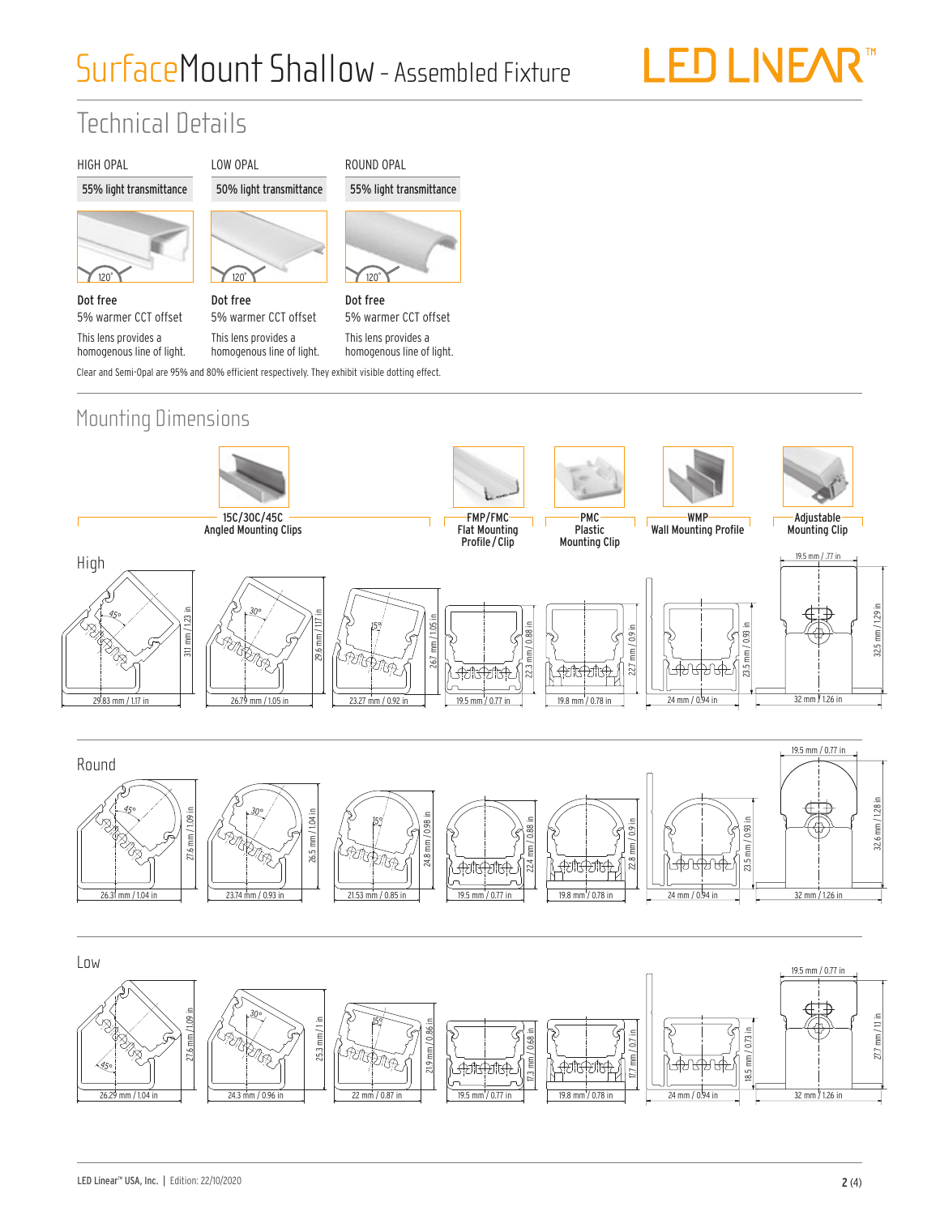# SurfaceMount Shallow - Assembled Fixture

## Technical Details

| HIGH OPAL | LOW OPAL | ROUND OPAL |
|---|---|---|
| 55% light transmittance | 50% light transmittance | 55% light transmittance |
| 120° | 120° | 120° |
| **Dot free** | **Dot free** | **Dot free** |
| 5% warmer CCT offset | 5% warmer CCT offset | 5% warmer CCT offset |
| This lens provides a homogenous line of light. | This lens provides a homogenous line of light. | This lens provides a homogenous line of light. |

Clear and Semi-Opal are 95% and 80% efficient respectively. They exhibit visible dotting effect.

## Mounting Dimensions

| | 15C/30C/45C Angled Mounting Clips (45°) | 15C/30C/45C Angled Mounting Clips (30°) | 15C/30C/45C Angled Mounting Clips (15°) | FMP/FMC Flat Mounting Profile / Clip | PMC Plastic Mounting Clip | WMP Wall Mounting Profile | Adjustable Mounting Clip |
|---|---|---|---|---|---|---|---|
| **High** | 29.83 mm / 1.17 in × 31.1 mm / 1.23 in | 26.79 mm / 1.05 in × 29.6 mm / 1.17 in | 23.27 mm / 0.92 in × 26.7 mm / 1.05 in | 19.5 mm / 0.77 in × 22.3 mm / 0.88 in | 19.8 mm / 0.78 in × 22.7 mm / 0.9 in | 24 mm / 0.94 in × 23.5 mm / 0.93 in | 19.5 mm / .77 in; 32 mm / 1.26 in × 32.5 mm / 1.29 in |
| **Round** | 26.31 mm / 1.04 in × 27.6 mm / 1.09 in | 23.74 mm / 0.93 in × 26.5 mm / 1.04 in | 21.53 mm / 0.85 in × 24.8 mm / 0.98 in | 19.5 mm / 0.77 in × 22.4 mm / 0.88 in | 19.8 mm / 0.78 in × 22.8 mm / 0.9 in | 24 mm / 0.94 in × 23.5 mm / 0.93 in | 19.5 mm / 0.77 in; 32 mm / 1.26 in × 32.6 mm / 1.28 in |
| **Low** | 26.29 mm / 1.04 in × 27.6 mm / 1.09 in | 24.3 mm / 0.96 in × 25.3 mm / 1 in | 22 mm / 0.87 in × 21.9 mm / 0.86 in | 19.5 mm / 0.77 in × 17.3 mm / 0.68 in | 19.8 mm / 0.78 in × 17.7 mm / 0.7 in | 24 mm / 0.94 in × 18.5 mm / 0.73 in | 19.5 mm / 0.77 in; 32 mm / 1.26 in × 27.7 mm / 1.1 in |

LED Linear™ USA, Inc. | Edition: 22/10/2020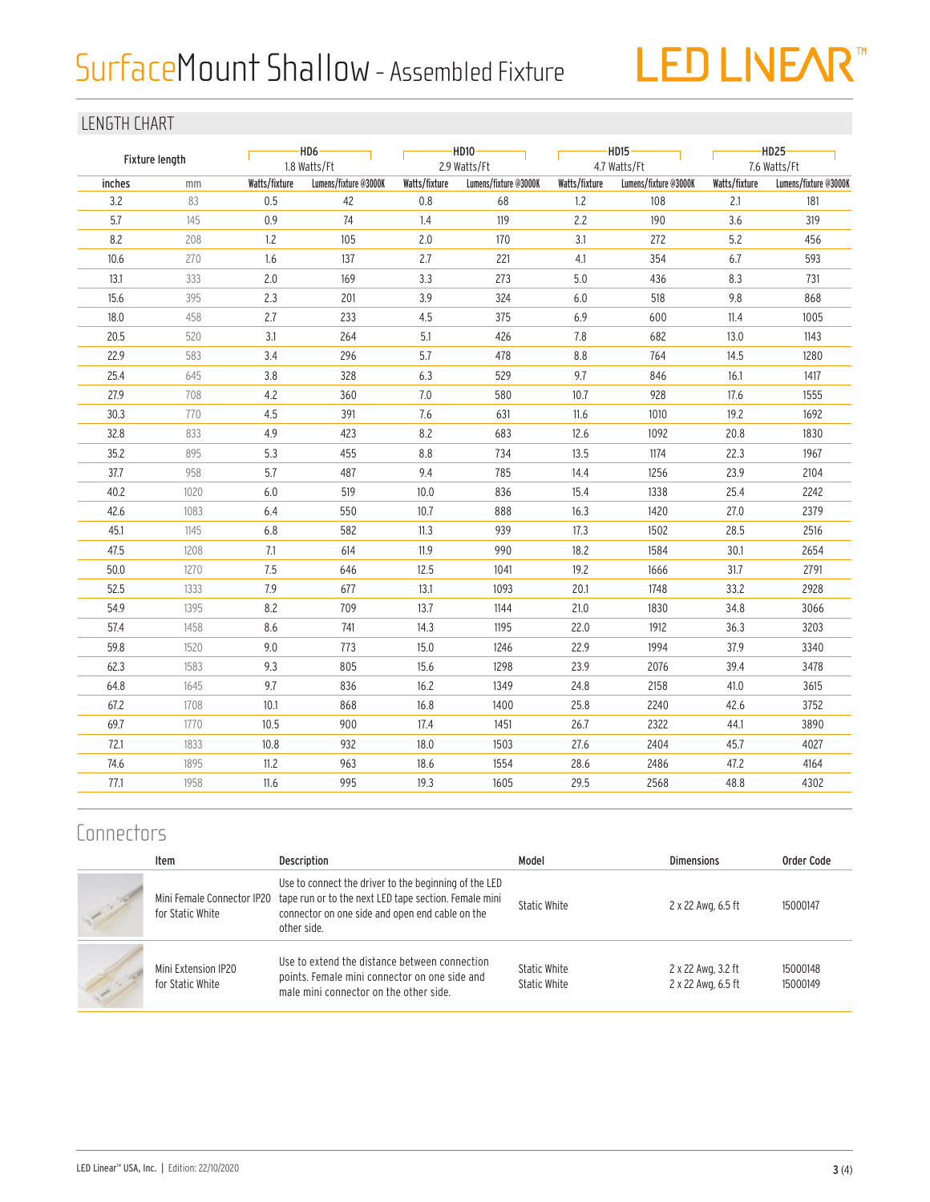# SurfaceMount Shallow - Assembled Fixture

LED LINEAR™

## LENGTH CHART

| Fixture length | | HD6 1.8 Watts/Ft | | HD10 2.9 Watts/Ft | | HD15 4.7 Watts/Ft | | HD25 7.6 Watts/Ft | |
|---|---|---|---|---|---|---|---|---|---|
| inches | mm | Watts/fixture | Lumens/fixture @3000K | Watts/fixture | Lumens/fixture @3000K | Watts/fixture | Lumens/fixture @3000K | Watts/fixture | Lumens/fixture @3000K |
| 3.2 | 83 | 0.5 | 42 | 0.8 | 68 | 1.2 | 108 | 2.1 | 181 |
| 5.7 | 145 | 0.9 | 74 | 1.4 | 119 | 2.2 | 190 | 3.6 | 319 |
| 8.2 | 208 | 1.2 | 105 | 2.0 | 170 | 3.1 | 272 | 5.2 | 456 |
| 10.6 | 270 | 1.6 | 137 | 2.7 | 221 | 4.1 | 354 | 6.7 | 593 |
| 13.1 | 333 | 2.0 | 169 | 3.3 | 273 | 5.0 | 436 | 8.3 | 731 |
| 15.6 | 395 | 2.3 | 201 | 3.9 | 324 | 6.0 | 518 | 9.8 | 868 |
| 18.0 | 458 | 2.7 | 233 | 4.5 | 375 | 6.9 | 600 | 11.4 | 1005 |
| 20.5 | 520 | 3.1 | 264 | 5.1 | 426 | 7.8 | 682 | 13.0 | 1143 |
| 22.9 | 583 | 3.4 | 296 | 5.7 | 478 | 8.8 | 764 | 14.5 | 1280 |
| 25.4 | 645 | 3.8 | 328 | 6.3 | 529 | 9.7 | 846 | 16.1 | 1417 |
| 27.9 | 708 | 4.2 | 360 | 7.0 | 580 | 10.7 | 928 | 17.6 | 1555 |
| 30.3 | 770 | 4.5 | 391 | 7.6 | 631 | 11.6 | 1010 | 19.2 | 1692 |
| 32.8 | 833 | 4.9 | 423 | 8.2 | 683 | 12.6 | 1092 | 20.8 | 1830 |
| 35.2 | 895 | 5.3 | 455 | 8.8 | 734 | 13.5 | 1174 | 22.3 | 1967 |
| 37.7 | 958 | 5.7 | 487 | 9.4 | 785 | 14.4 | 1256 | 23.9 | 2104 |
| 40.2 | 1020 | 6.0 | 519 | 10.0 | 836 | 15.4 | 1338 | 25.4 | 2242 |
| 42.6 | 1083 | 6.4 | 550 | 10.7 | 888 | 16.3 | 1420 | 27.0 | 2379 |
| 45.1 | 1145 | 6.8 | 582 | 11.3 | 939 | 17.3 | 1502 | 28.5 | 2516 |
| 47.5 | 1208 | 7.1 | 614 | 11.9 | 990 | 18.2 | 1584 | 30.1 | 2654 |
| 50.0 | 1270 | 7.5 | 646 | 12.5 | 1041 | 19.2 | 1666 | 31.7 | 2791 |
| 52.5 | 1333 | 7.9 | 677 | 13.1 | 1093 | 20.1 | 1748 | 33.2 | 2928 |
| 54.9 | 1395 | 8.2 | 709 | 13.7 | 1144 | 21.0 | 1830 | 34.8 | 3066 |
| 57.4 | 1458 | 8.6 | 741 | 14.3 | 1195 | 22.0 | 1912 | 36.3 | 3203 |
| 59.8 | 1520 | 9.0 | 773 | 15.0 | 1246 | 22.9 | 1994 | 37.9 | 3340 |
| 62.3 | 1583 | 9.3 | 805 | 15.6 | 1298 | 23.9 | 2076 | 39.4 | 3478 |
| 64.8 | 1645 | 9.7 | 836 | 16.2 | 1349 | 24.8 | 2158 | 41.0 | 3615 |
| 67.2 | 1708 | 10.1 | 868 | 16.8 | 1400 | 25.8 | 2240 | 42.6 | 3752 |
| 69.7 | 1770 | 10.5 | 900 | 17.4 | 1451 | 26.7 | 2322 | 44.1 | 3890 |
| 72.1 | 1833 | 10.8 | 932 | 18.0 | 1503 | 27.6 | 2404 | 45.7 | 4027 |
| 74.6 | 1895 | 11.2 | 963 | 18.6 | 1554 | 28.6 | 2486 | 47.2 | 4164 |
| 77.1 | 1958 | 11.6 | 995 | 19.3 | 1605 | 29.5 | 2568 | 48.8 | 4302 |

## Connectors

| Item | Description | Model | Dimensions | Order Code |
|---|---|---|---|---|
| Mini Female Connector IP20 for Static White | Use to connect the driver to the beginning of the LED tape run or to the next LED tape section. Female mini connector on one side and open end cable on the other side. | Static White | 2 x 22 Awg, 6.5 ft | 15000147 |
| Mini Extension IP20 for Static White | Use to extend the distance between connection points. Female mini connector on one side and male mini connector on the other side. | Static White<br>Static White | 2 x 22 Awg, 3.2 ft<br>2 x 22 Awg, 6.5 ft | 15000148<br>15000149 |

LED Linear™ USA, Inc. | Edition: 22/10/2020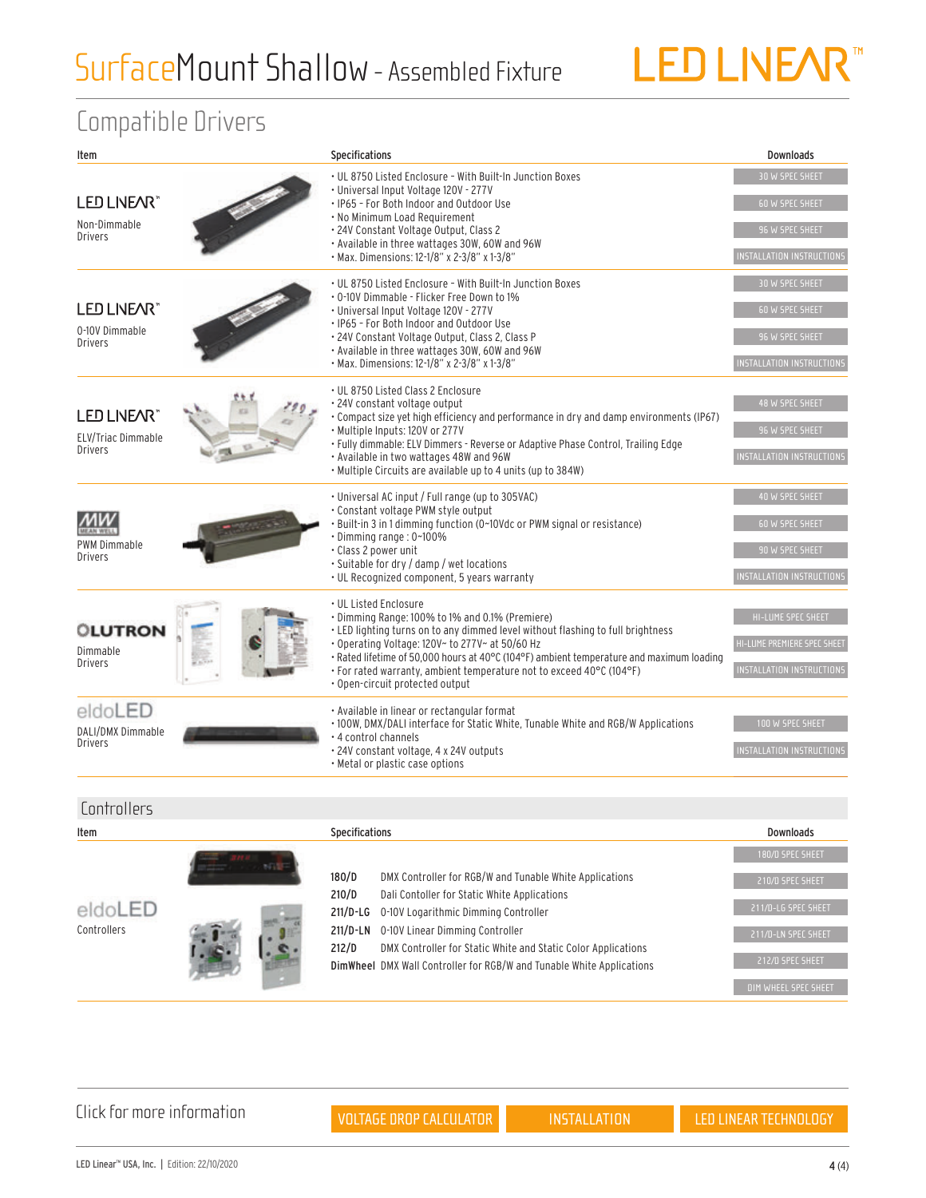# SurfaceMount Shallow - Assembled Fixture

LED LINEAR™

## Compatible Drivers

| Item | Specifications | Downloads |
|---|---|---|
| LED LINEAR™ Non-Dimmable Drivers | • UL 8750 Listed Enclosure - With Built-In Junction Boxes<br>• Universal Input Voltage 120V - 277V<br>• IP65 - For Both Indoor and Outdoor Use<br>• No Minimum Load Requirement<br>• 24V Constant Voltage Output, Class 2<br>• Available in three wattages 30W, 60W and 96W<br>• Max. Dimensions: 12-1/8" x 2-3/8" x 1-3/8" | 30 W SPEC SHEET<br>60 W SPEC SHEET<br>96 W SPEC SHEET<br>INSTALLATION INSTRUCTIONS |
| LED LINEAR™ 0-10V Dimmable Drivers | • UL 8750 Listed Enclosure - With Built-In Junction Boxes<br>• 0-10V Dimmable - Flicker Free Down to 1%<br>• Universal Input Voltage 120V - 277V<br>• IP65 - For Both Indoor and Outdoor Use<br>• 24V Constant Voltage Output, Class 2, Class P<br>• Available in three wattages 30W, 60W and 96W<br>• Max. Dimensions: 12-1/8" x 2-3/8" x 1-3/8" | 30 W SPEC SHEET<br>60 W SPEC SHEET<br>96 W SPEC SHEET<br>INSTALLATION INSTRUCTIONS |
| LED LINEAR™ ELV/Triac Dimmable Drivers | • UL 8750 Listed Class 2 Enclosure<br>• 24V constant voltage output<br>• Compact size yet high efficiency and performance in dry and damp environments (IP67)<br>• Multiple Inputs: 120V or 277V<br>• Fully dimmable: ELV Dimmers - Reverse or Adaptive Phase Control, Trailing Edge<br>• Available in two wattages 48W and 96W<br>• Multiple Circuits are available up to 4 units (up to 384W) | 48 W SPEC SHEET<br>96 W SPEC SHEET<br>INSTALLATION INSTRUCTIONS |
| MW MEAN WELL PWM Dimmable Drivers | • Universal AC input / Full range (up to 305VAC)<br>• Constant voltage PWM style output<br>• Built-in 3 in 1 dimming function (0~10Vdc or PWM signal or resistance)<br>• Dimming range : 0~100%<br>• Class 2 power unit<br>• Suitable for dry / damp / wet locations<br>• UL Recognized component, 5 years warranty | 40 W SPEC SHEET<br>60 W SPEC SHEET<br>90 W SPEC SHEET<br>INSTALLATION INSTRUCTIONS |
| LUTRON Dimmable Drivers | • UL Listed Enclosure<br>• Dimming Range: 100% to 1% and 0.1% (Premiere)<br>• LED lighting turns on to any dimmed level without flashing to full brightness<br>• Operating Voltage: 120V~ to 277V~ at 50/60 Hz<br>• Rated lifetime of 50,000 hours at 40°C (104°F) ambient temperature and maximum loading<br>• For rated warranty, ambient temperature not to exceed 40°C (104°F)<br>• Open-circuit protected output | HI-LUME SPEC SHEET<br>HI-LUME PREMIERE SPEC SHEET<br>INSTALLATION INSTRUCTIONS |
| eldoLED DALI/DMX Dimmable Drivers | • Available in linear or rectangular format<br>• 100W, DMX/DALI interface for Static White, Tunable White and RGB/W Applications<br>• 4 control channels<br>• 24V constant voltage, 4 x 24V outputs<br>• Metal or plastic case options | 100 W SPEC SHEET<br>INSTALLATION INSTRUCTIONS |

## Controllers

| Item | Specifications | Downloads |
|---|---|---|
| eldoLED Controllers | **180/D** DMX Controller for RGB/W and Tunable White Applications<br>**210/D** Dali Contoller for Static White Applications<br>**211/D-LG** 0-10V Logarithmic Dimming Controller<br>**211/D-LN** 0-10V Linear Dimming Controller<br>**212/D** DMX Controller for Static White and Static Color Applications<br>**DimWheel** DMX Wall Controller for RGB/W and Tunable White Applications | 180/D SPEC SHEET<br>210/D SPEC SHEET<br>211/D-LG SPEC SHEET<br>211/D-LN SPEC SHEET<br>212/D SPEC SHEET<br>DIM WHEEL SPEC SHEET |

Click for more information

VOLTAGE DROP CALCULATOR | INSTALLATION | LED LINEAR TECHNOLOGY

LED Linear™ USA, Inc. | Edition: 22/10/2020